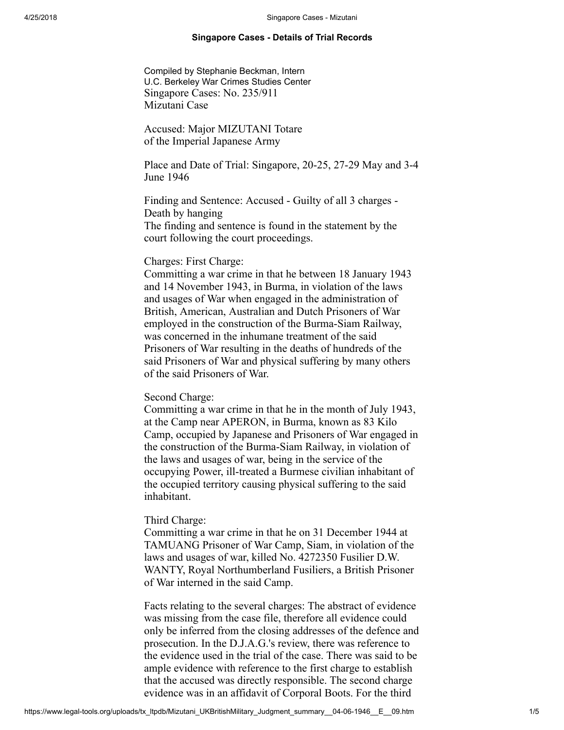**Singapore Cases - Details of Trial Records**

Compiled by Stephanie Beckman, Intern
U.C. Berkeley War Crimes Studies Center
Singapore Cases: No. 235/911
Mizutani Case

Accused: Major MIZUTANI Totare
of the Imperial Japanese Army

Place and Date of Trial: Singapore, 20-25, 27-29 May and 3-4 June 1946

Finding and Sentence: Accused - Guilty of all 3 charges - Death by hanging
The finding and sentence is found in the statement by the court following the court proceedings.

Charges: First Charge:
Committing a war crime in that he between 18 January 1943 and 14 November 1943, in Burma, in violation of the laws and usages of War when engaged in the administration of British, American, Australian and Dutch Prisoners of War employed in the construction of the Burma-Siam Railway, was concerned in the inhumane treatment of the said Prisoners of War resulting in the deaths of hundreds of the said Prisoners of War and physical suffering by many others of the said Prisoners of War.

Second Charge:
Committing a war crime in that he in the month of July 1943, at the Camp near APERON, in Burma, known as 83 Kilo Camp, occupied by Japanese and Prisoners of War engaged in the construction of the Burma-Siam Railway, in violation of the laws and usages of war, being in the service of the occupying Power, ill-treated a Burmese civilian inhabitant of the occupied territory causing physical suffering to the said inhabitant.

Third Charge:
Committing a war crime in that he on 31 December 1944 at TAMUANG Prisoner of War Camp, Siam, in violation of the laws and usages of war, killed No. 4272350 Fusilier D.W. WANTY, Royal Northumberland Fusiliers, a British Prisoner of War interned in the said Camp.

Facts relating to the several charges: The abstract of evidence was missing from the case file, therefore all evidence could only be inferred from the closing addresses of the defence and prosecution. In the D.J.A.G.'s review, there was reference to the evidence used in the trial of the case. There was said to be ample evidence with reference to the first charge to establish that the accused was directly responsible. The second charge evidence was in an affidavit of Corporal Boots. For the third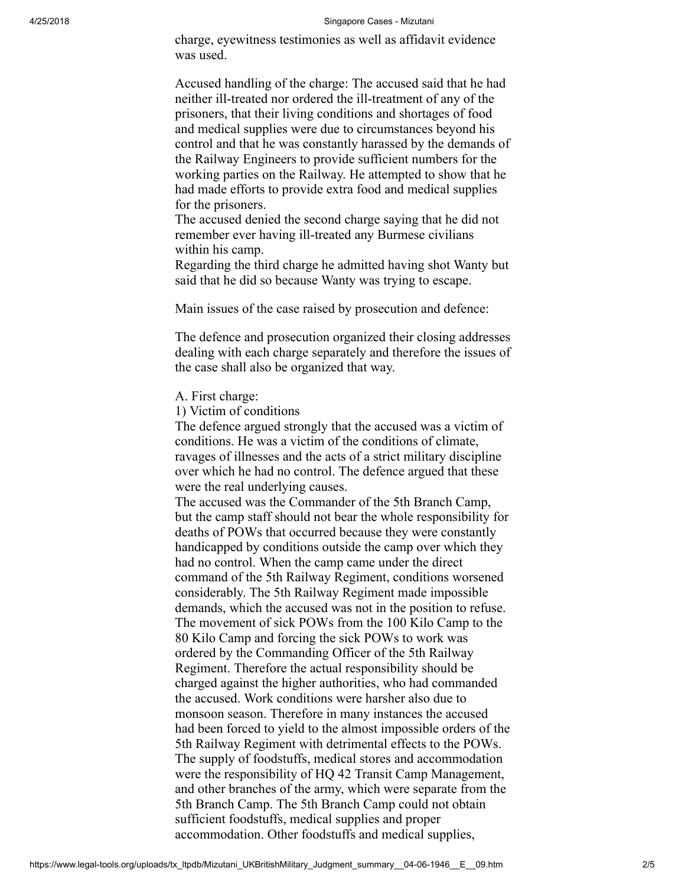charge, eyewitness testimonies as well as affidavit evidence was used.

Accused handling of the charge: The accused said that he had neither ill-treated nor ordered the ill-treatment of any of the prisoners, that their living conditions and shortages of food and medical supplies were due to circumstances beyond his control and that he was constantly harassed by the demands of the Railway Engineers to provide sufficient numbers for the working parties on the Railway. He attempted to show that he had made efforts to provide extra food and medical supplies for the prisoners.
The accused denied the second charge saying that he did not remember ever having ill-treated any Burmese civilians within his camp.
Regarding the third charge he admitted having shot Wanty but said that he did so because Wanty was trying to escape.

Main issues of the case raised by prosecution and defence:

The defence and prosecution organized their closing addresses dealing with each charge separately and therefore the issues of the case shall also be organized that way.

A. First charge:
1) Victim of conditions
The defence argued strongly that the accused was a victim of conditions. He was a victim of the conditions of climate, ravages of illnesses and the acts of a strict military discipline over which he had no control. The defence argued that these were the real underlying causes.
The accused was the Commander of the 5th Branch Camp, but the camp staff should not bear the whole responsibility for deaths of POWs that occurred because they were constantly handicapped by conditions outside the camp over which they had no control. When the camp came under the direct command of the 5th Railway Regiment, conditions worsened considerably. The 5th Railway Regiment made impossible demands, which the accused was not in the position to refuse. The movement of sick POWs from the 100 Kilo Camp to the 80 Kilo Camp and forcing the sick POWs to work was ordered by the Commanding Officer of the 5th Railway Regiment. Therefore the actual responsibility should be charged against the higher authorities, who had commanded the accused. Work conditions were harsher also due to monsoon season. Therefore in many instances the accused had been forced to yield to the almost impossible orders of the 5th Railway Regiment with detrimental effects to the POWs. The supply of foodstuffs, medical stores and accommodation were the responsibility of HQ 42 Transit Camp Management, and other branches of the army, which were separate from the 5th Branch Camp. The 5th Branch Camp could not obtain sufficient foodstuffs, medical supplies and proper accommodation. Other foodstuffs and medical supplies,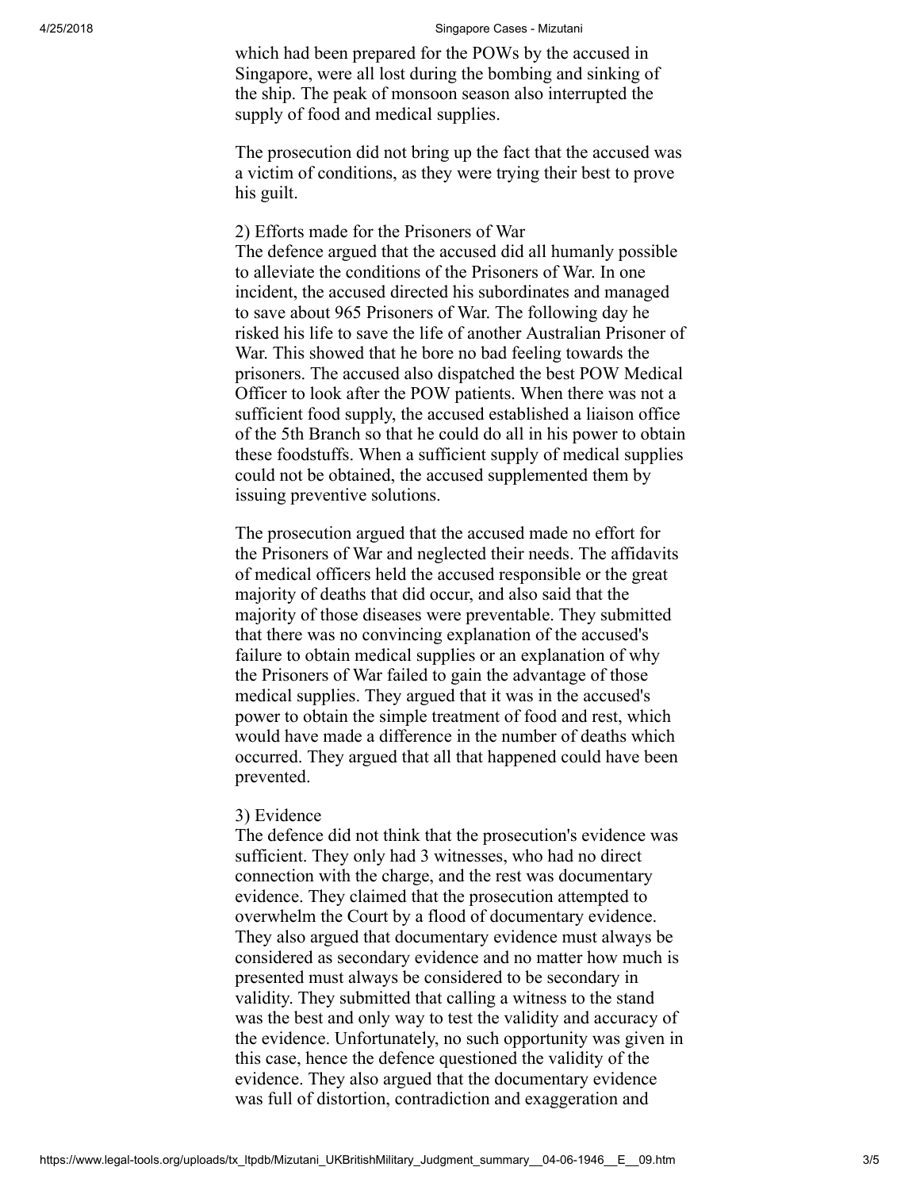which had been prepared for the POWs by the accused in Singapore, were all lost during the bombing and sinking of the ship. The peak of monsoon season also interrupted the supply of food and medical supplies.

The prosecution did not bring up the fact that the accused was a victim of conditions, as they were trying their best to prove his guilt.

2) Efforts made for the Prisoners of War
The defence argued that the accused did all humanly possible to alleviate the conditions of the Prisoners of War. In one incident, the accused directed his subordinates and managed to save about 965 Prisoners of War. The following day he risked his life to save the life of another Australian Prisoner of War. This showed that he bore no bad feeling towards the prisoners. The accused also dispatched the best POW Medical Officer to look after the POW patients. When there was not a sufficient food supply, the accused established a liaison office of the 5th Branch so that he could do all in his power to obtain these foodstuffs. When a sufficient supply of medical supplies could not be obtained, the accused supplemented them by issuing preventive solutions.

The prosecution argued that the accused made no effort for the Prisoners of War and neglected their needs. The affidavits of medical officers held the accused responsible or the great majority of deaths that did occur, and also said that the majority of those diseases were preventable. They submitted that there was no convincing explanation of the accused's failure to obtain medical supplies or an explanation of why the Prisoners of War failed to gain the advantage of those medical supplies. They argued that it was in the accused's power to obtain the simple treatment of food and rest, which would have made a difference in the number of deaths which occurred. They argued that all that happened could have been prevented.

3) Evidence
The defence did not think that the prosecution's evidence was sufficient. They only had 3 witnesses, who had no direct connection with the charge, and the rest was documentary evidence. They claimed that the prosecution attempted to overwhelm the Court by a flood of documentary evidence. They also argued that documentary evidence must always be considered as secondary evidence and no matter how much is presented must always be considered to be secondary in validity. They submitted that calling a witness to the stand was the best and only way to test the validity and accuracy of the evidence. Unfortunately, no such opportunity was given in this case, hence the defence questioned the validity of the evidence. They also argued that the documentary evidence was full of distortion, contradiction and exaggeration and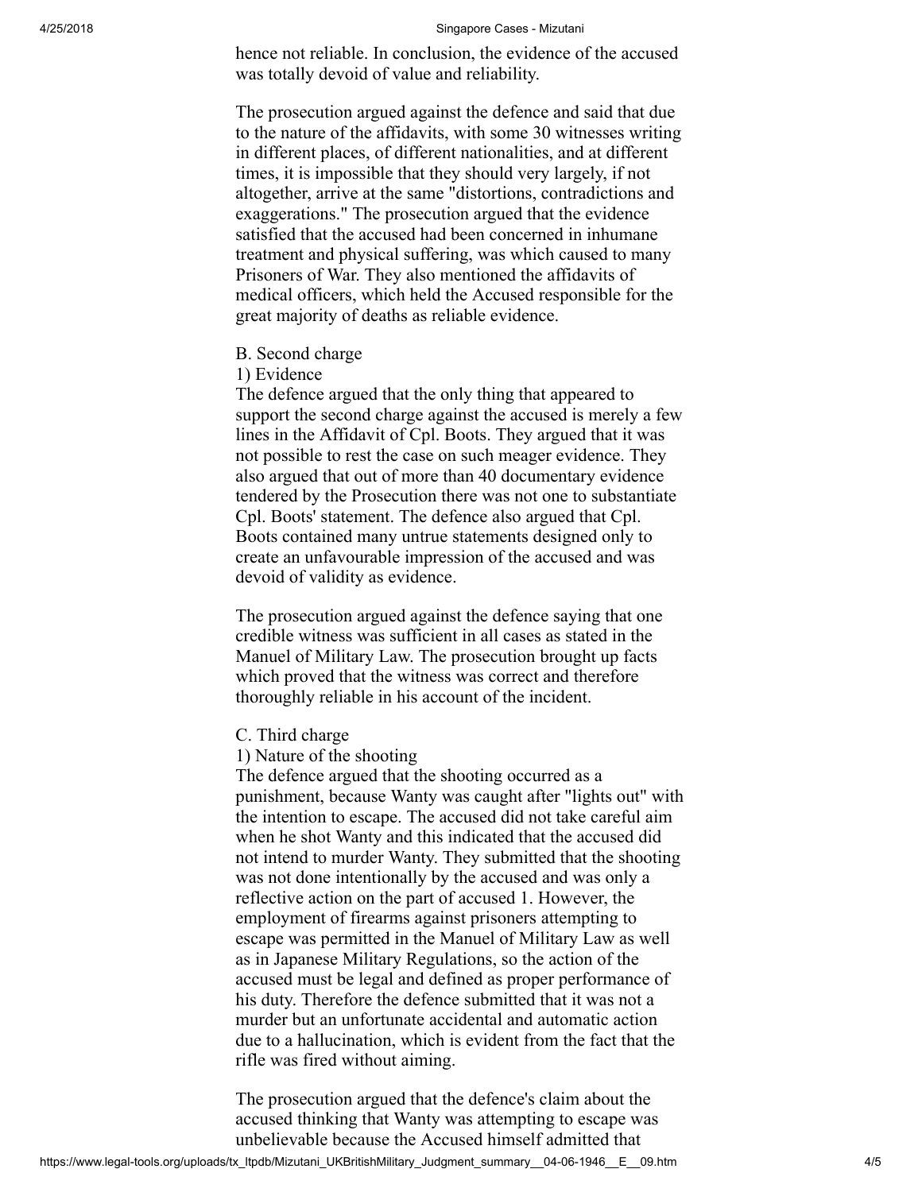hence not reliable. In conclusion, the evidence of the accused was totally devoid of value and reliability.

The prosecution argued against the defence and said that due to the nature of the affidavits, with some 30 witnesses writing in different places, of different nationalities, and at different times, it is impossible that they should very largely, if not altogether, arrive at the same "distortions, contradictions and exaggerations." The prosecution argued that the evidence satisfied that the accused had been concerned in inhumane treatment and physical suffering, was which caused to many Prisoners of War. They also mentioned the affidavits of medical officers, which held the Accused responsible for the great majority of deaths as reliable evidence.

B. Second charge

1) Evidence

The defence argued that the only thing that appeared to support the second charge against the accused is merely a few lines in the Affidavit of Cpl. Boots. They argued that it was not possible to rest the case on such meager evidence. They also argued that out of more than 40 documentary evidence tendered by the Prosecution there was not one to substantiate Cpl. Boots' statement. The defence also argued that Cpl. Boots contained many untrue statements designed only to create an unfavourable impression of the accused and was devoid of validity as evidence.

The prosecution argued against the defence saying that one credible witness was sufficient in all cases as stated in the Manuel of Military Law. The prosecution brought up facts which proved that the witness was correct and therefore thoroughly reliable in his account of the incident.

C. Third charge

1) Nature of the shooting

The defence argued that the shooting occurred as a punishment, because Wanty was caught after "lights out" with the intention to escape. The accused did not take careful aim when he shot Wanty and this indicated that the accused did not intend to murder Wanty. They submitted that the shooting was not done intentionally by the accused and was only a reflective action on the part of accused 1. However, the employment of firearms against prisoners attempting to escape was permitted in the Manuel of Military Law as well as in Japanese Military Regulations, so the action of the accused must be legal and defined as proper performance of his duty. Therefore the defence submitted that it was not a murder but an unfortunate accidental and automatic action due to a hallucination, which is evident from the fact that the rifle was fired without aiming.

The prosecution argued that the defence's claim about the accused thinking that Wanty was attempting to escape was unbelievable because the Accused himself admitted that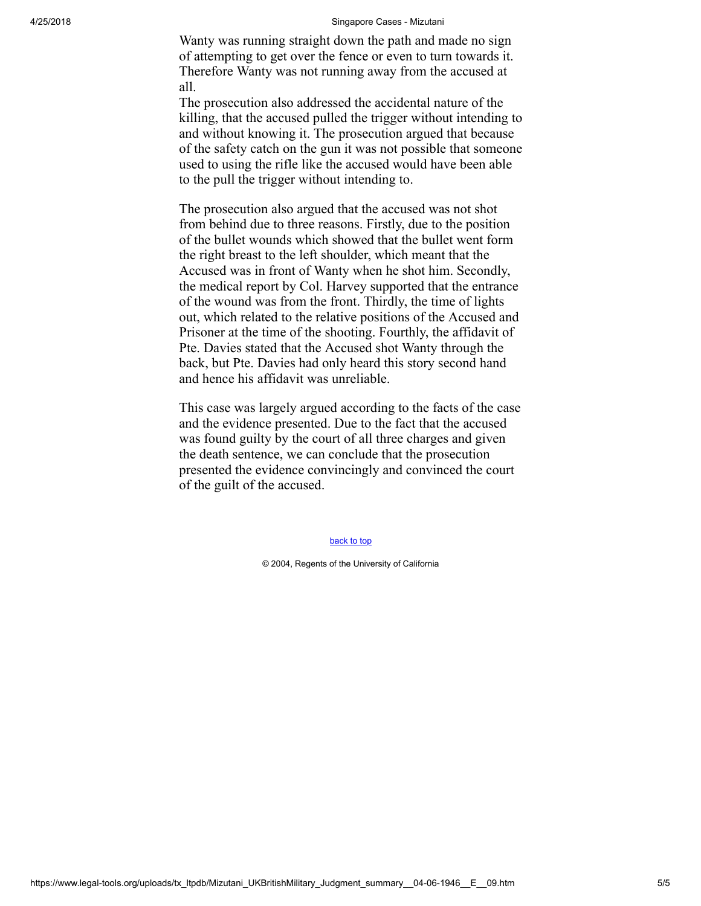Wanty was running straight down the path and made no sign of attempting to get over the fence or even to turn towards it. Therefore Wanty was not running away from the accused at all.
The prosecution also addressed the accidental nature of the killing, that the accused pulled the trigger without intending to and without knowing it. The prosecution argued that because of the safety catch on the gun it was not possible that someone used to using the rifle like the accused would have been able to the pull the trigger without intending to.

The prosecution also argued that the accused was not shot from behind due to three reasons. Firstly, due to the position of the bullet wounds which showed that the bullet went form the right breast to the left shoulder, which meant that the Accused was in front of Wanty when he shot him. Secondly, the medical report by Col. Harvey supported that the entrance of the wound was from the front. Thirdly, the time of lights out, which related to the relative positions of the Accused and Prisoner at the time of the shooting. Fourthly, the affidavit of Pte. Davies stated that the Accused shot Wanty through the back, but Pte. Davies had only heard this story second hand and hence his affidavit was unreliable.

This case was largely argued according to the facts of the case and the evidence presented. Due to the fact that the accused was found guilty by the court of all three charges and given the death sentence, we can conclude that the prosecution presented the evidence convincingly and convinced the court of the guilt of the accused.

back to top

© 2004, Regents of the University of California